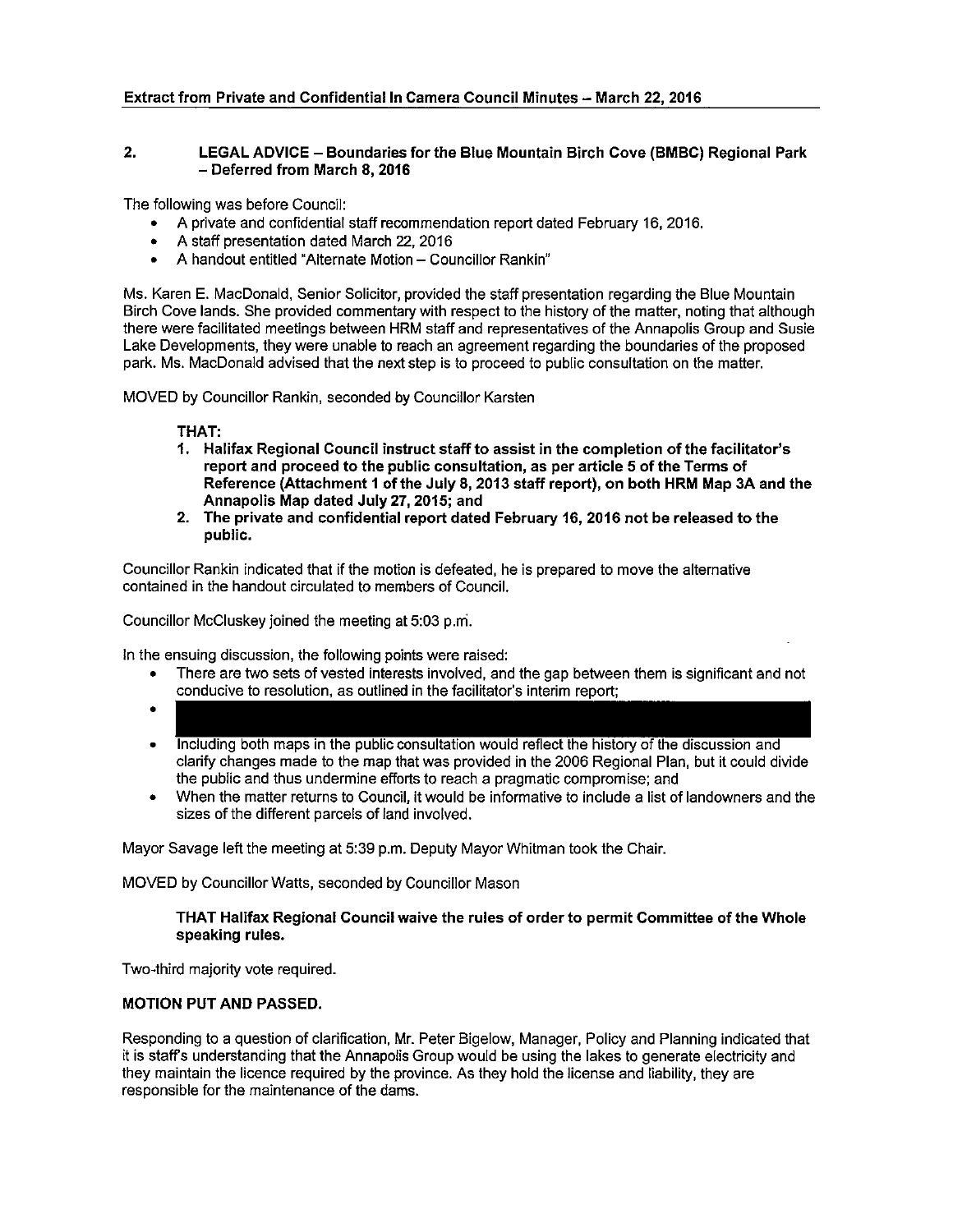**Extract from Private and Confidential In Camera Council Minutes – March 22, 2016**

## 2. LEGAL ADVICE – Boundaries for the Blue Mountain Birch Cove (BMBC) Regional Park – Deferred from March 8, 2016

The following was before Council:

- A private and confidential staff recommendation report dated February 16, 2016.
- A staff presentation dated March 22, 2016
- A handout entitled "Alternate Motion – Councillor Rankin"

Ms. Karen E. MacDonald, Senior Solicitor, provided the staff presentation regarding the Blue Mountain Birch Cove lands. She provided commentary with respect to the history of the matter, noting that although there were facilitated meetings between HRM staff and representatives of the Annapolis Group and Susie Lake Developments, they were unable to reach an agreement regarding the boundaries of the proposed park. Ms. MacDonald advised that the next step is to proceed to public consultation on the matter.

MOVED by Councillor Rankin, seconded by Councillor Karsten

**THAT:**

1. **Halifax Regional Council instruct staff to assist in the completion of the facilitator's report and proceed to the public consultation, as per article 5 of the Terms of Reference (Attachment 1 of the July 8, 2013 staff report), on both HRM Map 3A and the Annapolis Map dated July 27, 2015; and**
2. **The private and confidential report dated February 16, 2016 not be released to the public.**

Councillor Rankin indicated that if the motion is defeated, he is prepared to move the alternative contained in the handout circulated to members of Council.

Councillor McCluskey joined the meeting at 5:03 p.m.

In the ensuing discussion, the following points were raised:

- There are two sets of vested interests involved, and the gap between them is significant and not conducive to resolution, as outlined in the facilitator's interim report;
- [REDACTED]
- Including both maps in the public consultation would reflect the history of the discussion and clarify changes made to the map that was provided in the 2006 Regional Plan, but it could divide the public and thus undermine efforts to reach a pragmatic compromise; and
- When the matter returns to Council, it would be informative to include a list of landowners and the sizes of the different parcels of land involved.

Mayor Savage left the meeting at 5:39 p.m. Deputy Mayor Whitman took the Chair.

MOVED by Councillor Watts, seconded by Councillor Mason

**THAT Halifax Regional Council waive the rules of order to permit Committee of the Whole speaking rules.**

Two-third majority vote required.

**MOTION PUT AND PASSED.**

Responding to a question of clarification, Mr. Peter Bigelow, Manager, Policy and Planning indicated that it is staff's understanding that the Annapolis Group would be using the lakes to generate electricity and they maintain the licence required by the province. As they hold the license and liability, they are responsible for the maintenance of the dams.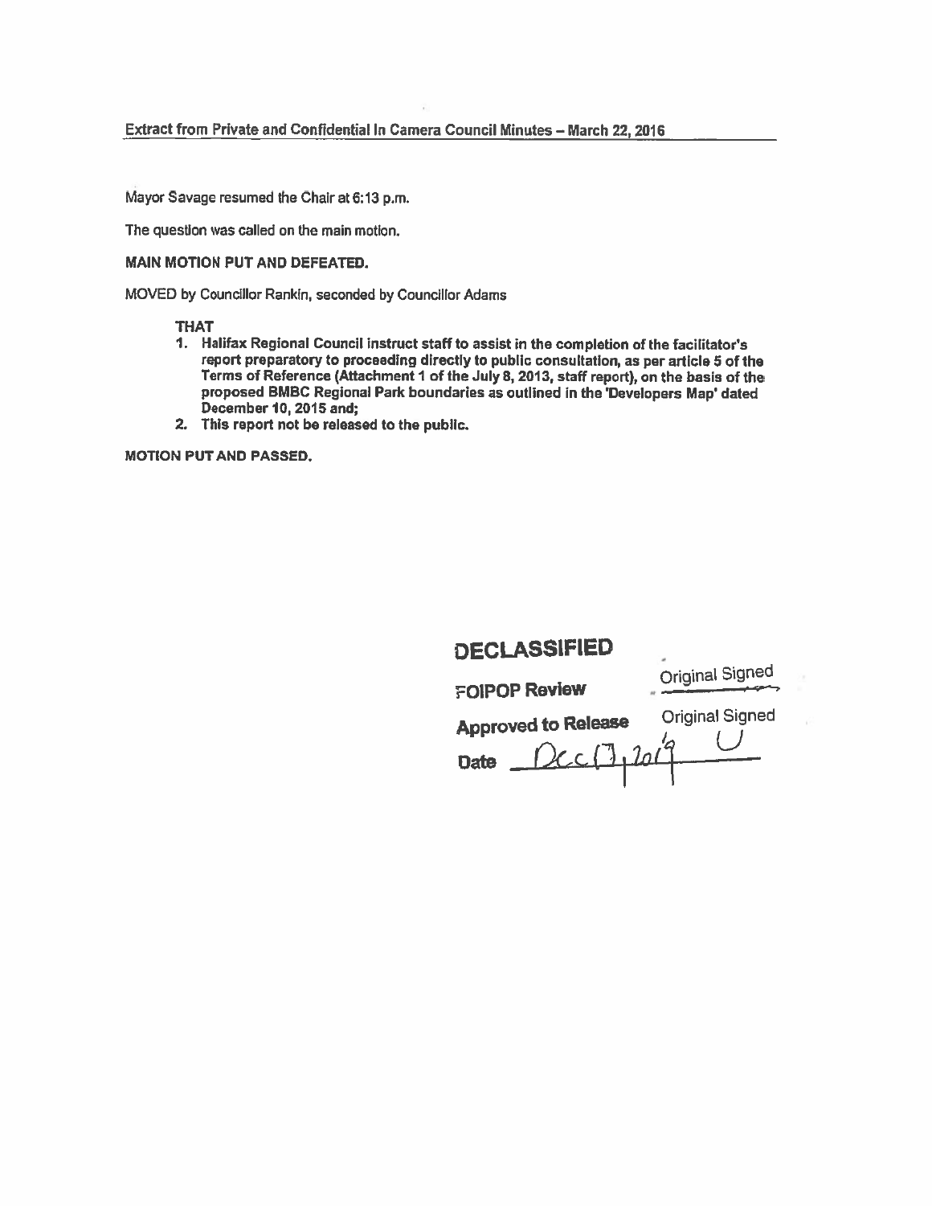Extract from Private and Confidential In Camera Council Minutes – March 22, 2016

Mayor Savage resumed the Chair at 6:13 p.m.

The question was called on the main motion.

**MAIN MOTION PUT AND DEFEATED.**

MOVED by Councillor Rankin, seconded by Councillor Adams

**THAT**

1. **Halifax Regional Council instruct staff to assist in the completion of the facilitator's report preparatory to proceeding directly to public consultation, as per article 5 of the Terms of Reference (Attachment 1 of the July 8, 2013, staff report), on the basis of the proposed BMBC Regional Park boundaries as outlined in the 'Developers Map' dated December 10, 2015 and;**
2. **This report not be released to the public.**

**MOTION PUT AND PASSED.**

**DECLASSIFIED**

**FOIPOP Review** Original Signed

**Approved to Release** Original Signed

**Date** Dec 17, 2019